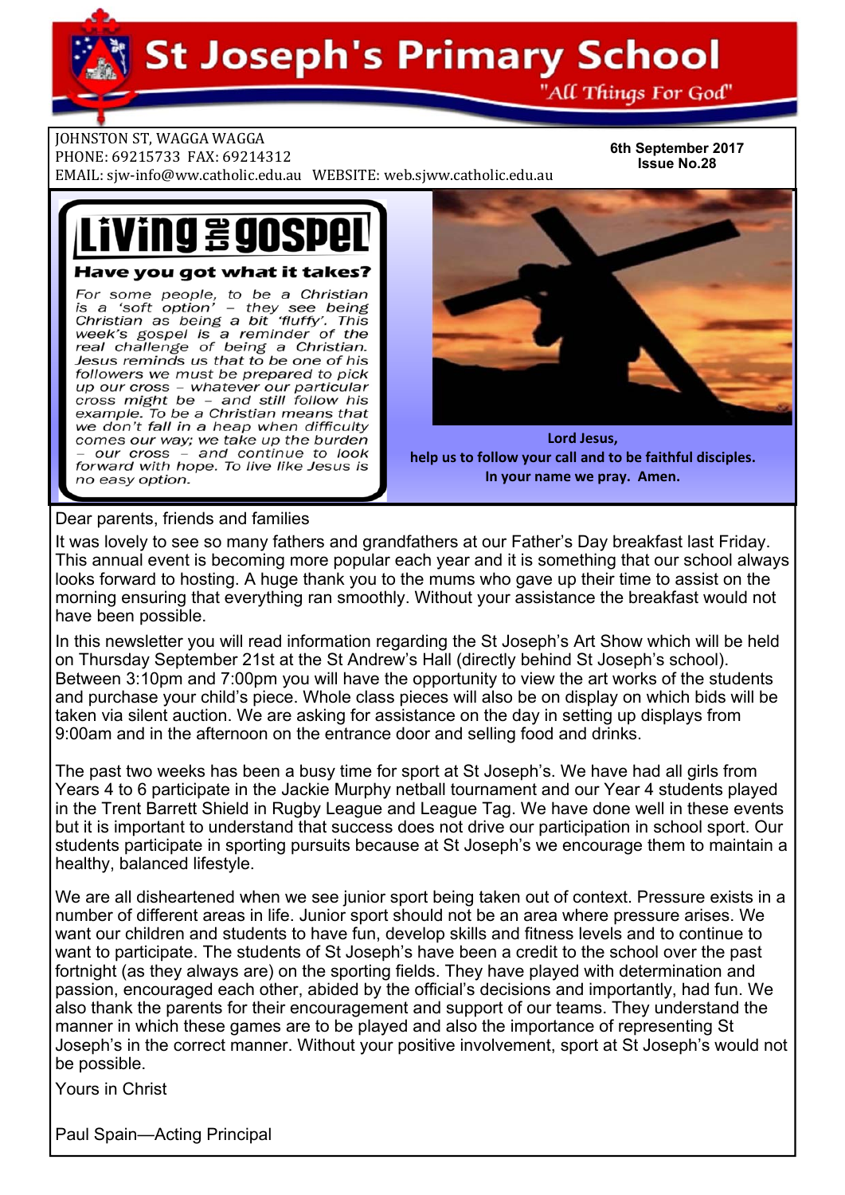# St Joseph's Primary School

"All Things For God"

JOHNSTON ST, WAGGA WAGGA
PHONE: 69215733 FAX: 69214312
EMAIL: sjw-info@ww.catholic.edu.au WEBSITE: web.sjww.catholic.edu.au

**6th September 2017**
**Issue No.28**

## Living the gospel

### Have you got what it takes?

*For some people, to be a Christian is a 'soft option' – they see being Christian as being a bit 'fluffy'. This week's gospel is a reminder of the real challenge of being a Christian. Jesus reminds us that to be one of his followers we must be prepared to pick up our cross – whatever our particular cross might be – and still follow his example. To be a Christian means that we don't fall in a heap when difficulty comes our way; we take up the burden – our cross – and continue to look forward with hope. To live like Jesus is no easy option.*

**Lord Jesus,**
**help us to follow your call and to be faithful disciples.**
**In your name we pray. Amen.**

Dear parents, friends and families

It was lovely to see so many fathers and grandfathers at our Father's Day breakfast last Friday. This annual event is becoming more popular each year and it is something that our school always looks forward to hosting. A huge thank you to the mums who gave up their time to assist on the morning ensuring that everything ran smoothly. Without your assistance the breakfast would not have been possible.

In this newsletter you will read information regarding the St Joseph's Art Show which will be held on Thursday September 21st at the St Andrew's Hall (directly behind St Joseph's school). Between 3:10pm and 7:00pm you will have the opportunity to view the art works of the students and purchase your child's piece. Whole class pieces will also be on display on which bids will be taken via silent auction. We are asking for assistance on the day in setting up displays from 9:00am and in the afternoon on the entrance door and selling food and drinks.

The past two weeks has been a busy time for sport at St Joseph's. We have had all girls from Years 4 to 6 participate in the Jackie Murphy netball tournament and our Year 4 students played in the Trent Barrett Shield in Rugby League and League Tag. We have done well in these events but it is important to understand that success does not drive our participation in school sport. Our students participate in sporting pursuits because at St Joseph's we encourage them to maintain a healthy, balanced lifestyle.

We are all disheartened when we see junior sport being taken out of context. Pressure exists in a number of different areas in life. Junior sport should not be an area where pressure arises. We want our children and students to have fun, develop skills and fitness levels and to continue to want to participate. The students of St Joseph's have been a credit to the school over the past fortnight (as they always are) on the sporting fields. They have played with determination and passion, encouraged each other, abided by the official's decisions and importantly, had fun. We also thank the parents for their encouragement and support of our teams. They understand the manner in which these games are to be played and also the importance of representing St Joseph's in the correct manner. Without your positive involvement, sport at St Joseph's would not be possible.

Yours in Christ

Paul Spain—Acting Principal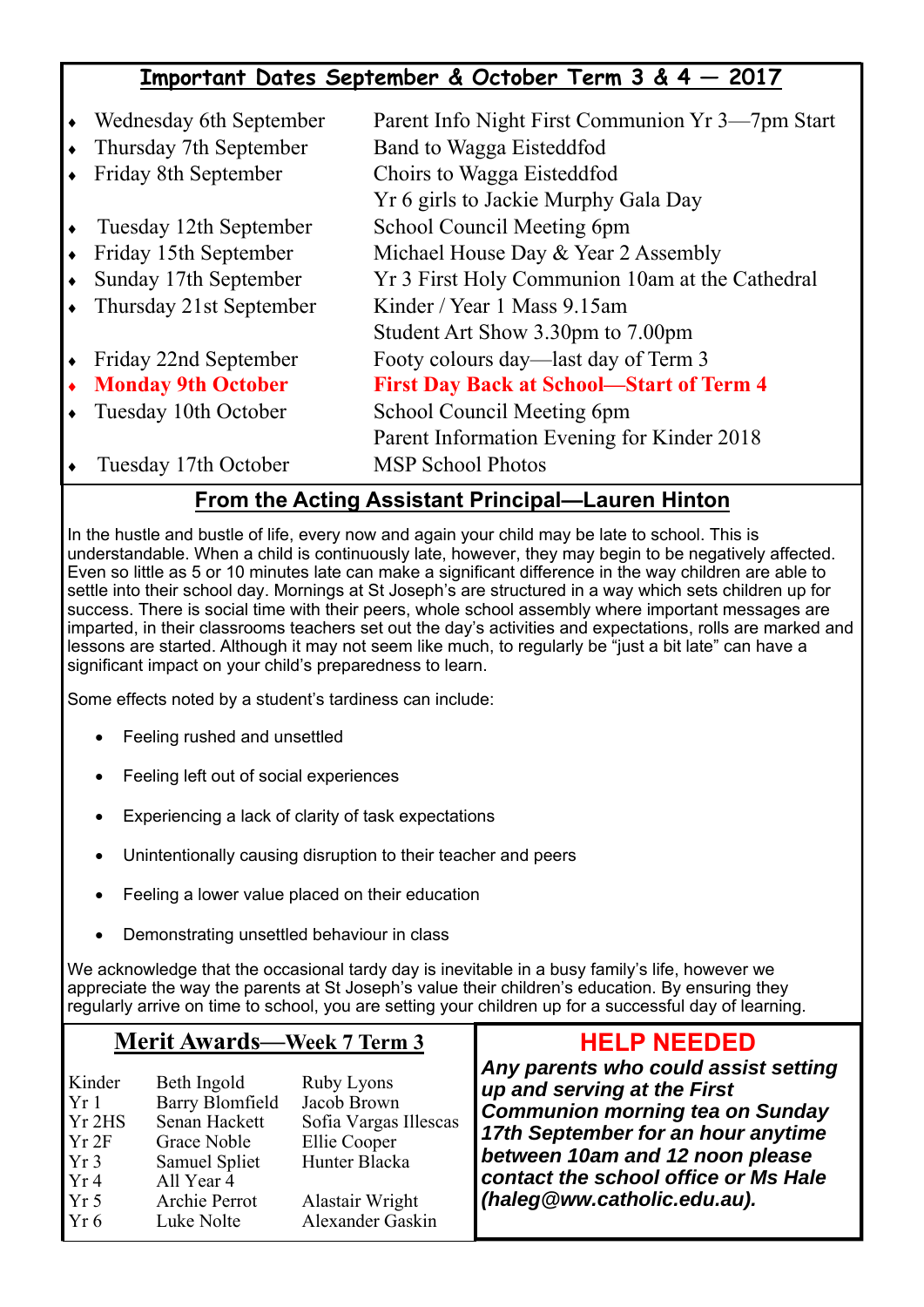## Important Dates September & October Term 3 & 4 — 2017

| Date | Event |
|---|---|
| Wednesday 6th September | Parent Info Night First Communion Yr 3—7pm Start |
| Thursday 7th September | Band to Wagga Eisteddfod |
| Friday 8th September | Choirs to Wagga Eisteddfod |
| | Yr 6 girls to Jackie Murphy Gala Day |
| Tuesday 12th September | School Council Meeting 6pm |
| Friday 15th September | Michael House Day & Year 2 Assembly |
| Sunday 17th September | Yr 3 First Holy Communion 10am at the Cathedral |
| Thursday 21st September | Kinder / Year 1 Mass 9.15am |
| | Student Art Show 3.30pm to 7.00pm |
| Friday 22nd September | Footy colours day—last day of Term 3 |
| **Monday 9th October** | **First Day Back at School—Start of Term 4** |
| Tuesday 10th October | School Council Meeting 6pm |
| | Parent Information Evening for Kinder 2018 |
| Tuesday 17th October | MSP School Photos |

## From the Acting Assistant Principal—Lauren Hinton

In the hustle and bustle of life, every now and again your child may be late to school. This is understandable. When a child is continuously late, however, they may begin to be negatively affected. Even so little as 5 or 10 minutes late can make a significant difference in the way children are able to settle into their school day. Mornings at St Joseph's are structured in a way which sets children up for success. There is social time with their peers, whole school assembly where important messages are imparted, in their classrooms teachers set out the day's activities and expectations, rolls are marked and lessons are started. Although it may not seem like much, to regularly be "just a bit late" can have a significant impact on your child's preparedness to learn.

Some effects noted by a student's tardiness can include:

- Feeling rushed and unsettled
- Feeling left out of social experiences
- Experiencing a lack of clarity of task expectations
- Unintentionally causing disruption to their teacher and peers
- Feeling a lower value placed on their education
- Demonstrating unsettled behaviour in class

We acknowledge that the occasional tardy day is inevitable in a busy family's life, however we appreciate the way the parents at St Joseph's value their children's education. By ensuring they regularly arrive on time to school, you are setting your children up for a successful day of learning.

## Merit Awards—Week 7 Term 3

| Class | | |
|---|---|---|
| Kinder | Beth Ingold | Ruby Lyons |
| Yr 1 | Barry Blomfield | Jacob Brown |
| Yr 2HS | Senan Hackett | Sofia Vargas Illescas |
| Yr 2F | Grace Noble | Ellie Cooper |
| Yr 3 | Samuel Spliet | Hunter Blacka |
| Yr 4 | All Year 4 | |
| Yr 5 | Archie Perrot | Alastair Wright |
| Yr 6 | Luke Nolte | Alexander Gaskin |

## HELP NEEDED

***Any parents who could assist setting up and serving at the First Communion morning tea on Sunday 17th September for an hour anytime between 10am and 12 noon please contact the school office or Ms Hale (haleg@ww.catholic.edu.au).***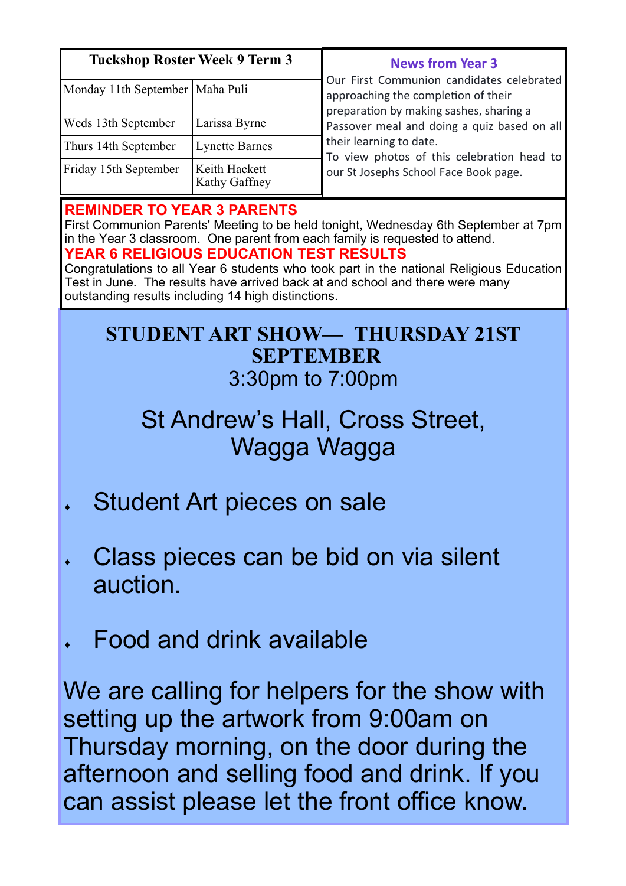| Tuckshop Roster Week 9 Term 3 | |
|---|---|
| Monday 11th September | Maha Puli |
| Weds 13th September | Larissa Byrne |
| Thurs 14th September | Lynette Barnes |
| Friday 15th September | Keith Hackett<br>Kathy Gaffney |

### News from Year 3

Our First Communion candidates celebrated approaching the completion of their preparation by making sashes, sharing a Passover meal and doing a quiz based on all their learning to date.

To view photos of this celebration head to our St Josephs School Face Book page.

### REMINDER TO YEAR 3 PARENTS

First Communion Parents' Meeting to be held tonight, Wednesday 6th September at 7pm in the Year 3 classroom. One parent from each family is requested to attend.

### YEAR 6 RELIGIOUS EDUCATION TEST RESULTS

Congratulations to all Year 6 students who took part in the national Religious Education Test in June. The results have arrived back at and school and there were many outstanding results including 14 high distinctions.

## STUDENT ART SHOW— THURSDAY 21ST SEPTEMBER

3:30pm to 7:00pm

St Andrew's Hall, Cross Street, Wagga Wagga

- Student Art pieces on sale
- Class pieces can be bid on via silent auction.
- Food and drink available

We are calling for helpers for the show with setting up the artwork from 9:00am on Thursday morning, on the door during the afternoon and selling food and drink. If you can assist please let the front office know.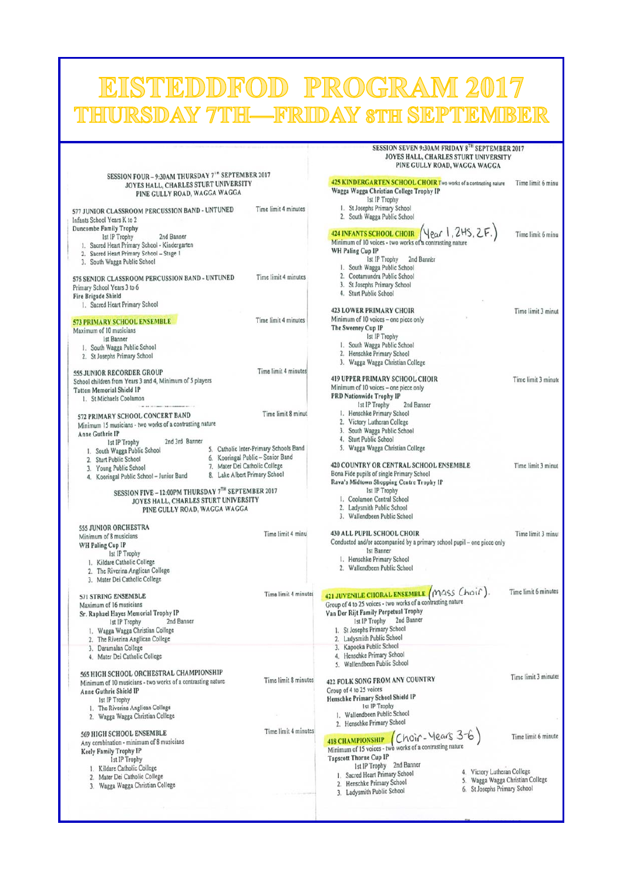# EISTEDDFOD PROGRAM 2017

## THURSDAY 7TH—FRIDAY 8TH SEPTEMBER

### SESSION FOUR – 9:30AM THURSDAY 7TH SEPTEMBER 2017
JOYES HALL, CHARLES STURT UNIVERSITY
PINE GULLY ROAD, WAGGA WAGGA

**577 JUNIOR CLASSROOM PERCUSSION BAND - UNTUNED** — Time limit 4 minutes
Infants School Years K to 2
Duncombe Family Trophy
1st IP Trophy 2nd Banner
1. Sacred Heart Primary School - Kindergarten
2. Sacred Heart Primary School – Stage 1
3. South Wagga Public School

**575 SENIOR CLASSROOM PERCUSSION BAND - UNTUNED** — Time limit 4 minutes
Primary School Years 3 to 6
Fire Brigade Shield
1. Sacred Heart Primary School

**573 PRIMARY SCHOOL ENSEMBLE** — Time limit 4 minutes
Maximum of 10 musicians
1st Banner
1. South Wagga Public School
2. St Josephs Primary School

**555 JUNIOR RECORDER GROUP** — Time limit 4 minutes
School children from Years 3 and 4, Minimum of 5 players
Tatton Memorial Shield IP
1. St Michaels Coolamon

**572 PRIMARY SCHOOL CONCERT BAND** — Time limit 8 minut
Minimum 15 musicians - two works of a contrasting nature
Anne Guthrie IP
1st IP Trophy 2nd 3rd Banner
1. South Wagga Public School
2. Sturt Public School
3. Young Public School
4. Kooringal Public School – Junior Band
5. Catholic Inter-Primary Schools Band
6. Kooringal Public – Senior Band
7. Mater Dei Catholic College
8. Lake Albert Primary School

### SESSION FIVE – 12:00PM THURSDAY 7TH SEPTEMBER 2017
JOYES HALL, CHARLES STURT UNIVERSITY
PINE GULLY ROAD, WAGGA WAGGA

**555 JUNIOR ORCHESTRA** — Time limit 4 minu
Minimum of 8 musicians
WH Paling Cup IP
1st IP Trophy
1. Kildare Catholic College
2. The Riverina Anglican College
3. Mater Dei Catholic College

**571 STRING ENSEMBLE** — Time limit 4 minutes
Maximum of 16 musicians
Sr. Raphael Hayes Memorial Trophy IP
1st IP Trophy 2nd Banner
1. Wagga Wagga Christian College
2. The Riverina Anglican College
3. Daramalan College
4. Mater Dei Catholic College

**565 HIGH SCHOOL ORCHESTRAL CHAMPIONSHIP** — Time limit 8 minutes
Minimum of 10 musicians - two works of a contrasting nature
Anne Guthrie Shield IP
1st IP Trophy
1. The Riverina Anglican College
2. Wagga Wagga Christian College

**569 HIGH SCHOOL ENSEMBLE** — Time limit 4 minutes
Any combination - minimum of 8 musicians
Keely Family Trophy IP
1st IP Trophy
1. Kildare Catholic College
2. Mater Dei Catholic College
3. Wagga Wagga Christian College

### SESSION SEVEN 9:30AM FRIDAY 8TH SEPTEMBER 2017
JOYES HALL, CHARLES STURT UNIVERSITY
PINE GULLY ROAD, WAGGA WAGGA

**425 KINDERGARTEN SCHOOL CHOIR** Two works of a contrasting nature — Time limit 6 minu
Wagga Wagga Christian College Trophy IP
1st IP Trophy
1. St Josephs Primary School
2. South Wagga Public School

**424 INFANTS SCHOOL CHOIR** (Year 1, 2HS, 2F.) — Time limit 6 minu
Minimum of 10 voices - two works of a contrasting nature
WH Paling Cup IP
1st IP Trophy 2nd Banner
1. South Wagga Public School
2. Cootamundra Public School
3. St Josephs Primary School
4. Sturt Public School

**423 LOWER PRIMARY CHOIR** — Time limit 3 minut
Minimum of 10 voices – one piece only
The Sweeney Cup IP
1st IP Trophy
1. South Wagga Public School
2. Henschke Primary School
3. Wagga Wagga Christian College

**419 UPPER PRIMARY SCHOOL CHOIR** — Time limit 3 minute
Minimum of 10 voices – one piece only
PRD Nationwide Trophy IP
1st IP Trophy 2nd Banner
1. Henschke Primary School
2. Victory Lutheran College
3. South Wagga Public School
4. Sturt Public School
5. Wagga Wagga Christian College

**420 COUNTRY OR CENTRAL SCHOOL ENSEMBLE** — Time limit 3 minut
Bona Fide pupils of single Primary School
Rava's Midtown Shopping Centre Trophy IP
1st IP Trophy
1. Coolamon Central School
2. Ladysmith Public School
3. Wallendbeen Public School

**430 ALL PUPIL SCHOOL CHOIR** — Time limit 3 minu
Conducted and/or accompanied by a primary school pupil – one piece only
1st Banner
1. Henschke Primary School
2. Wallendbeen Public School

**421 JUVENILE CHORAL ENSEMBLE** (Mass Choir). — Time limit 6 minutes
Group of 4 to 25 voices - two works of a contrasting nature
Van Der Rijt Family Perpetual Trophy
1st IP Trophy 2nd Banner
1. St Josephs Primary School
2. Ladysmith Public School
3. Kapooka Public School
4. Henschke Primary School
5. Wallendbeen Public School

**422 FOLK SONG FROM ANY COUNTRY** — Time limit 3 minutes
Group of 4 to 25 voices
Henschke Primary School Shield IP
1st IP Trophy
1. Wallendbeen Public School
2. Henschke Primary School

**418 CHAMPIONSHIP** (Choir - Years 3-6) — Time limit 6 minute
Minimum of 15 voices - two works of a contrasting nature
Tapscott Thorne Cup IP
1st IP Trophy 2nd Banner
1. Sacred Heart Primary School
2. Henschke Primary School
3. Ladysmith Public School
4. Victory Lutheran College
5. Wagga Wagga Christian College
6. St Josephs Primary School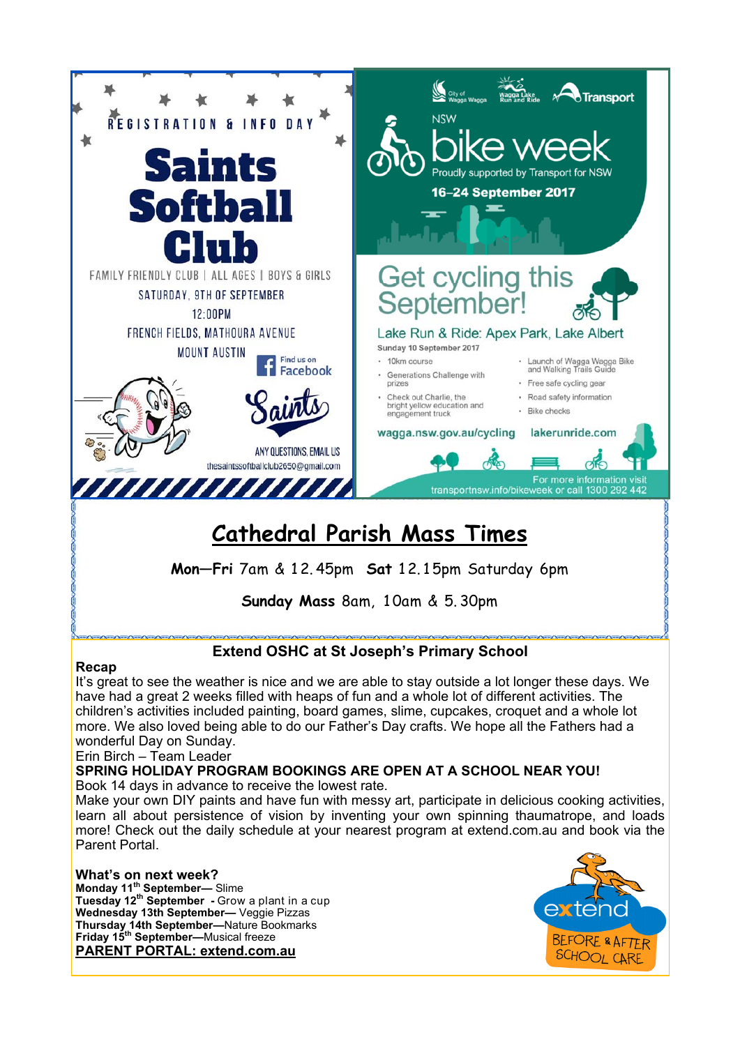REGISTRATION & INFO DAY

# Saints Softball Club

FAMILY FRIENDLY CLUB | ALL AGES | BOYS & GIRLS

SATURDAY, 9TH OF SEPTEMBER

12:00PM

FRENCH FIELDS, MATHOURA AVENUE

MOUNT AUSTIN

Find us on Facebook

Saints

ANY QUESTIONS, EMAIL US

thesaintssoftballclub2650@gmail.com

City of Wagga Wagga | Wagga Lake Run and Ride | Transport

NSW

# bike week

Proudly supported by Transport for NSW

**16–24 September 2017**

## Get cycling this September!

Lake Run & Ride: Apex Park, Lake Albert

**Sunday 10 September 2017**

- 10km course
- Generations Challenge with prizes
- Check out Charlie, the bright yellow education and engagement truck
- Launch of Wagga Wagga Bike and Walking Trails Guide
- Free safe cycling gear
- Road safety information
- Bike checks

wagga.nsw.gov.au/cycling lakerunride.com

For more information visit transportnsw.info/bikeweek or call 1300 292 442

## Cathedral Parish Mass Times

**Mon—Fri** 7am & 12.45pm **Sat** 12.15pm Saturday 6pm

**Sunday Mass** 8am, 10am & 5.30pm

## Extend OSHC at St Joseph's Primary School

**Recap**

It's great to see the weather is nice and we are able to stay outside a lot longer these days. We have had a great 2 weeks filled with heaps of fun and a whole lot of different activities. The children's activities included painting, board games, slime, cupcakes, croquet and a whole lot more. We also loved being able to do our Father's Day crafts. We hope all the Fathers had a wonderful Day on Sunday.

Erin Birch – Team Leader

**SPRING HOLIDAY PROGRAM BOOKINGS ARE OPEN AT A SCHOOL NEAR YOU!**

Book 14 days in advance to receive the lowest rate.

Make your own DIY paints and have fun with messy art, participate in delicious cooking activities, learn all about persistence of vision by inventing your own spinning thaumatrope, and loads more! Check out the daily schedule at your nearest program at extend.com.au and book via the Parent Portal.

**What's on next week?**

**Monday 11th September—** Slime
**Tuesday 12th September -** Grow a plant in a cup
**Wednesday 13th September—** Veggie Pizzas
**Thursday 14th September—**Nature Bookmarks
**Friday 15th September—**Musical freeze

**PARENT PORTAL: extend.com.au**

extend BEFORE & AFTER SCHOOL CARE